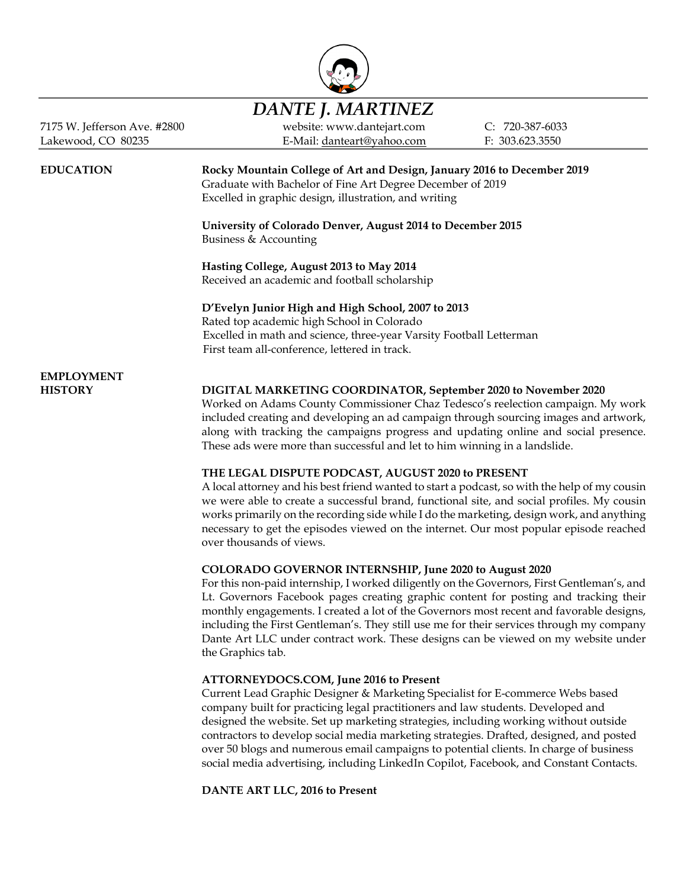# *DANTE J. MARTINEZ*

7175 W. Jefferson Ave. #2800
Lakewood, CO 80235

website: www.dantejart.com
E-Mail: danteart@yahoo.com

C: 720-387-6033
F: 303.623.3550

## EDUCATION

**Rocky Mountain College of Art and Design, January 2016 to December 2019**
Graduate with Bachelor of Fine Art Degree December of 2019
Excelled in graphic design, illustration, and writing

**University of Colorado Denver, August 2014 to December 2015**
Business & Accounting

**Hasting College, August 2013 to May 2014**
Received an academic and football scholarship

**D'Evelyn Junior High and High School, 2007 to 2013**
Rated top academic high School in Colorado
Excelled in math and science, three-year Varsity Football Letterman
First team all-conference, lettered in track.

## EMPLOYMENT HISTORY

**DIGITAL MARKETING COORDINATOR, September 2020 to November 2020**
Worked on Adams County Commissioner Chaz Tedesco's reelection campaign. My work included creating and developing an ad campaign through sourcing images and artwork, along with tracking the campaigns progress and updating online and social presence. These ads were more than successful and let to him winning in a landslide.

**THE LEGAL DISPUTE PODCAST, AUGUST 2020 to PRESENT**
A local attorney and his best friend wanted to start a podcast, so with the help of my cousin we were able to create a successful brand, functional site, and social profiles. My cousin works primarily on the recording side while I do the marketing, design work, and anything necessary to get the episodes viewed on the internet. Our most popular episode reached over thousands of views.

**COLORADO GOVERNOR INTERNSHIP, June 2020 to August 2020**
For this non-paid internship, I worked diligently on the Governors, First Gentleman's, and Lt. Governors Facebook pages creating graphic content for posting and tracking their monthly engagements. I created a lot of the Governors most recent and favorable designs, including the First Gentleman's. They still use me for their services through my company Dante Art LLC under contract work. These designs can be viewed on my website under the Graphics tab.

**ATTORNEYDOCS.COM, June 2016 to Present**
Current Lead Graphic Designer & Marketing Specialist for E-commerce Webs based company built for practicing legal practitioners and law students. Developed and designed the website. Set up marketing strategies, including working without outside contractors to develop social media marketing strategies. Drafted, designed, and posted over 50 blogs and numerous email campaigns to potential clients. In charge of business social media advertising, including LinkedIn Copilot, Facebook, and Constant Contacts.

**DANTE ART LLC, 2016 to Present**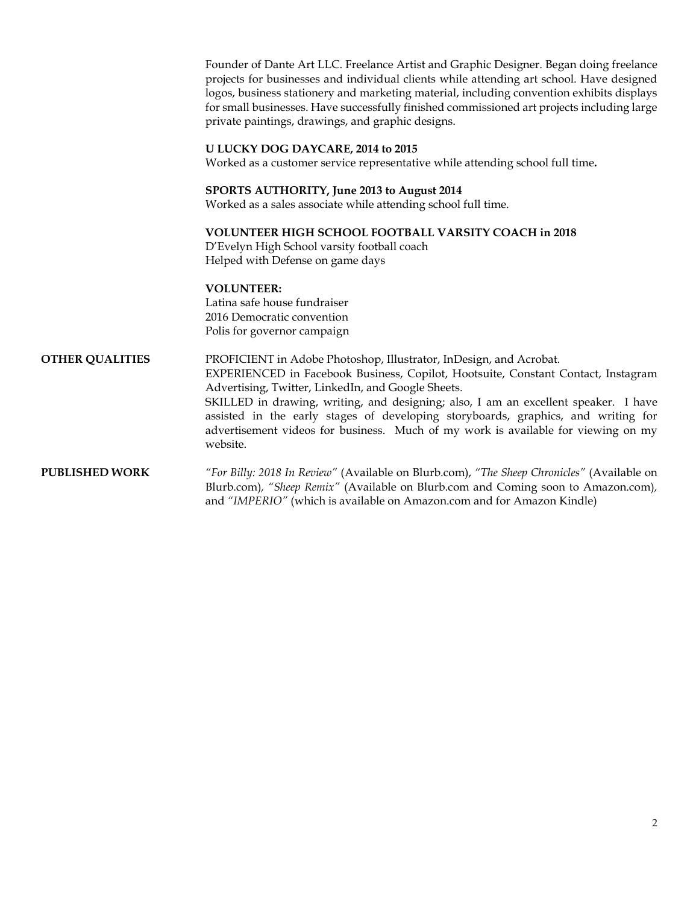Founder of Dante Art LLC. Freelance Artist and Graphic Designer. Began doing freelance projects for businesses and individual clients while attending art school. Have designed logos, business stationery and marketing material, including convention exhibits displays for small businesses. Have successfully finished commissioned art projects including large private paintings, drawings, and graphic designs.

**U LUCKY DOG DAYCARE, 2014 to 2015**
Worked as a customer service representative while attending school full time**.**

**SPORTS AUTHORITY, June 2013 to August 2014**
Worked as a sales associate while attending school full time.

**VOLUNTEER HIGH SCHOOL FOOTBALL VARSITY COACH in 2018**
D'Evelyn High School varsity football coach
Helped with Defense on game days

**VOLUNTEER:**
Latina safe house fundraiser
2016 Democratic convention
Polis for governor campaign

**OTHER QUALITIES**

PROFICIENT in Adobe Photoshop, Illustrator, InDesign, and Acrobat.
EXPERIENCED in Facebook Business, Copilot, Hootsuite, Constant Contact, Instagram Advertising, Twitter, LinkedIn, and Google Sheets.
SKILLED in drawing, writing, and designing; also, I am an excellent speaker. I have assisted in the early stages of developing storyboards, graphics, and writing for advertisement videos for business. Much of my work is available for viewing on my website.

**PUBLISHED WORK**

*"For Billy: 2018 In Review"* (Available on Blurb.com), *"The Sheep Chronicles"* (Available on Blurb.com), *"Sheep Remix"* (Available on Blurb.com and Coming soon to Amazon.com), and *"IMPERIO"* (which is available on Amazon.com and for Amazon Kindle)